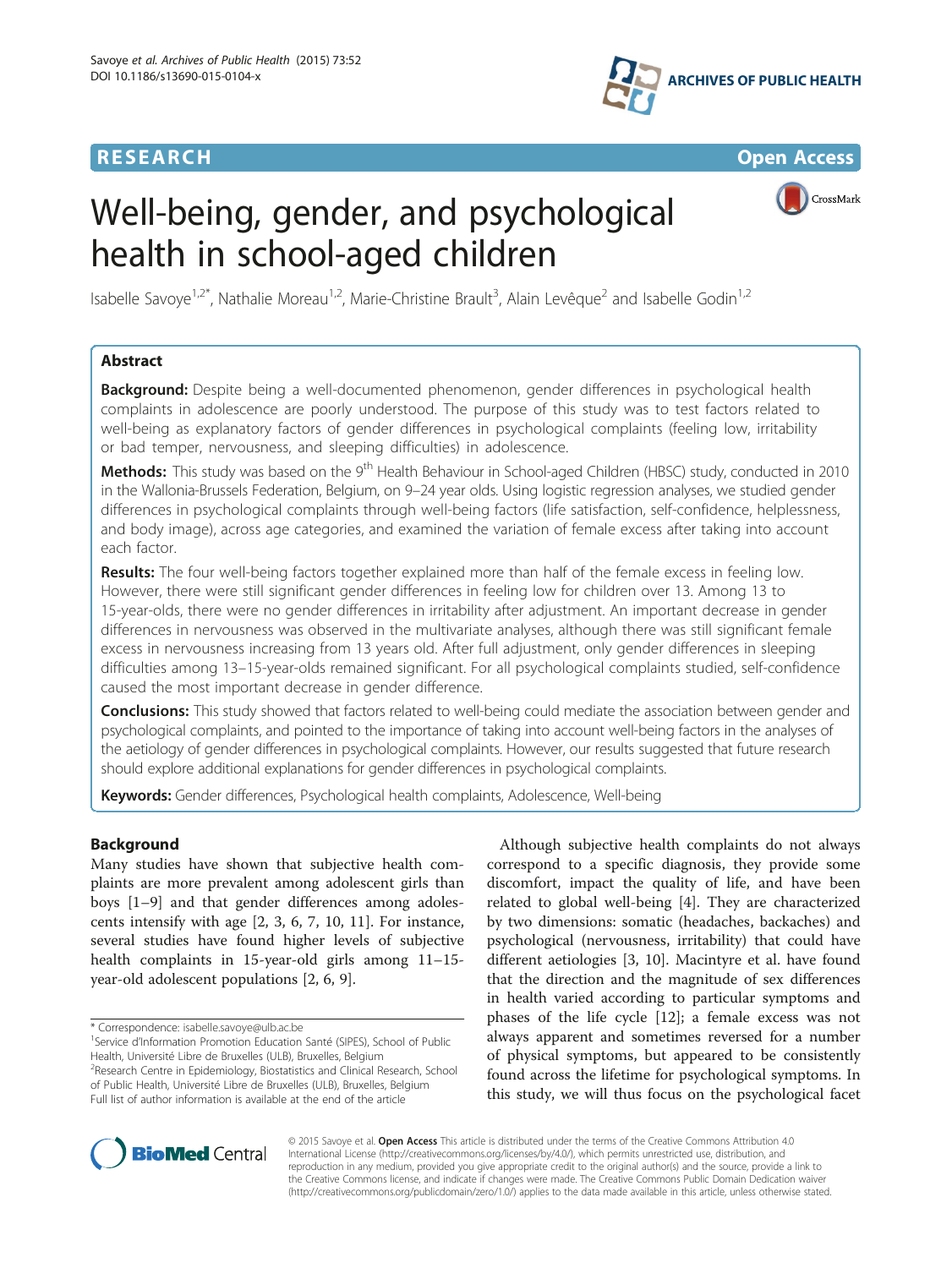**RESEARCH** **Open Access**

# Well-being, gender, and psychological health in school-aged children

Isabelle Savoye[1,2*], Nathalie Moreau[1,2], Marie-Christine Brault[3], Alain Levêque[2] and Isabelle Godin[1,2]

## Abstract

**Background:** Despite being a well-documented phenomenon, gender differences in psychological health complaints in adolescence are poorly understood. The purpose of this study was to test factors related to well-being as explanatory factors of gender differences in psychological complaints (feeling low, irritability or bad temper, nervousness, and sleeping difficulties) in adolescence.

**Methods:** This study was based on the 9th Health Behaviour in School-aged Children (HBSC) study, conducted in 2010 in the Wallonia-Brussels Federation, Belgium, on 9–24 year olds. Using logistic regression analyses, we studied gender differences in psychological complaints through well-being factors (life satisfaction, self-confidence, helplessness, and body image), across age categories, and examined the variation of female excess after taking into account each factor.

**Results:** The four well-being factors together explained more than half of the female excess in feeling low. However, there were still significant gender differences in feeling low for children over 13. Among 13 to 15-year-olds, there were no gender differences in irritability after adjustment. An important decrease in gender differences in nervousness was observed in the multivariate analyses, although there was still significant female excess in nervousness increasing from 13 years old. After full adjustment, only gender differences in sleeping difficulties among 13–15-year-olds remained significant. For all psychological complaints studied, self-confidence caused the most important decrease in gender difference.

**Conclusions:** This study showed that factors related to well-being could mediate the association between gender and psychological complaints, and pointed to the importance of taking into account well-being factors in the analyses of the aetiology of gender differences in psychological complaints. However, our results suggested that future research should explore additional explanations for gender differences in psychological complaints.

**Keywords:** Gender differences, Psychological health complaints, Adolescence, Well-being

## Background

Many studies have shown that subjective health complaints are more prevalent among adolescent girls than boys [1–9] and that gender differences among adolescents intensify with age [2, 3, 6, 7, 10, 11]. For instance, several studies have found higher levels of subjective health complaints in 15-year-old girls among 11–15-year-old adolescent populations [2, 6, 9].

Although subjective health complaints do not always correspond to a specific diagnosis, they provide some discomfort, impact the quality of life, and have been related to global well-being [4]. They are characterized by two dimensions: somatic (headaches, backaches) and psychological (nervousness, irritability) that could have different aetiologies [3, 10]. Macintyre et al. have found that the direction and the magnitude of sex differences in health varied according to particular symptoms and phases of the life cycle [12]; a female excess was not always apparent and sometimes reversed for a number of physical symptoms, but appeared to be consistently found across the lifetime for psychological symptoms. In this study, we will thus focus on the psychological facet

* Correspondence: isabelle.savoye@ulb.ac.be
[1]Service d'Information Promotion Education Santé (SIPES), School of Public Health, Université Libre de Bruxelles (ULB), Bruxelles, Belgium
[2]Research Centre in Epidemiology, Biostatistics and Clinical Research, School of Public Health, Université Libre de Bruxelles (ULB), Bruxelles, Belgium
Full list of author information is available at the end of the article

© 2015 Savoye et al. **Open Access** This article is distributed under the terms of the Creative Commons Attribution 4.0 International License (http://creativecommons.org/licenses/by/4.0/), which permits unrestricted use, distribution, and reproduction in any medium, provided you give appropriate credit to the original author(s) and the source, provide a link to the Creative Commons license, and indicate if changes were made. The Creative Commons Public Domain Dedication waiver (http://creativecommons.org/publicdomain/zero/1.0/) applies to the data made available in this article, unless otherwise stated.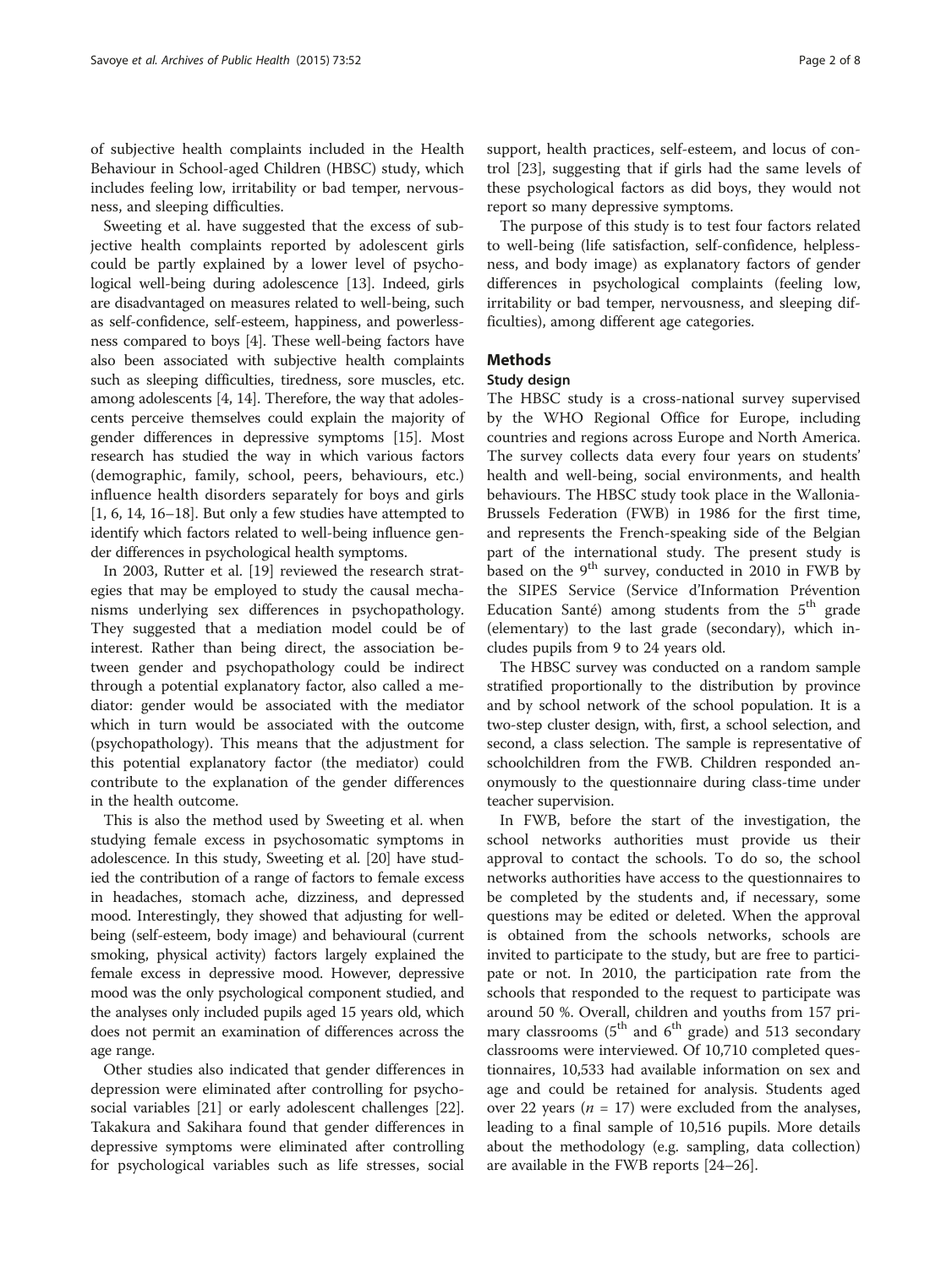of subjective health complaints included in the Health Behaviour in School-aged Children (HBSC) study, which includes feeling low, irritability or bad temper, nervousness, and sleeping difficulties.

Sweeting et al. have suggested that the excess of subjective health complaints reported by adolescent girls could be partly explained by a lower level of psychological well-being during adolescence [13]. Indeed, girls are disadvantaged on measures related to well-being, such as self-confidence, self-esteem, happiness, and powerlessness compared to boys [4]. These well-being factors have also been associated with subjective health complaints such as sleeping difficulties, tiredness, sore muscles, etc. among adolescents [4, 14]. Therefore, the way that adolescents perceive themselves could explain the majority of gender differences in depressive symptoms [15]. Most research has studied the way in which various factors (demographic, family, school, peers, behaviours, etc.) influence health disorders separately for boys and girls [1, 6, 14, 16–18]. But only a few studies have attempted to identify which factors related to well-being influence gender differences in psychological health symptoms.

In 2003, Rutter et al. [19] reviewed the research strategies that may be employed to study the causal mechanisms underlying sex differences in psychopathology. They suggested that a mediation model could be of interest. Rather than being direct, the association between gender and psychopathology could be indirect through a potential explanatory factor, also called a mediator: gender would be associated with the mediator which in turn would be associated with the outcome (psychopathology). This means that the adjustment for this potential explanatory factor (the mediator) could contribute to the explanation of the gender differences in the health outcome.

This is also the method used by Sweeting et al. when studying female excess in psychosomatic symptoms in adolescence. In this study, Sweeting et al. [20] have studied the contribution of a range of factors to female excess in headaches, stomach ache, dizziness, and depressed mood. Interestingly, they showed that adjusting for well-being (self-esteem, body image) and behavioural (current smoking, physical activity) factors largely explained the female excess in depressive mood. However, depressive mood was the only psychological component studied, and the analyses only included pupils aged 15 years old, which does not permit an examination of differences across the age range.

Other studies also indicated that gender differences in depression were eliminated after controlling for psychosocial variables [21] or early adolescent challenges [22]. Takakura and Sakihara found that gender differences in depressive symptoms were eliminated after controlling for psychological variables such as life stresses, social support, health practices, self-esteem, and locus of control [23], suggesting that if girls had the same levels of these psychological factors as did boys, they would not report so many depressive symptoms.

The purpose of this study is to test four factors related to well-being (life satisfaction, self-confidence, helplessness, and body image) as explanatory factors of gender differences in psychological complaints (feeling low, irritability or bad temper, nervousness, and sleeping difficulties), among different age categories.

## Methods

### Study design

The HBSC study is a cross-national survey supervised by the WHO Regional Office for Europe, including countries and regions across Europe and North America. The survey collects data every four years on students' health and well-being, social environments, and health behaviours. The HBSC study took place in the Wallonia-Brussels Federation (FWB) in 1986 for the first time, and represents the French-speaking side of the Belgian part of the international study. The present study is based on the 9th survey, conducted in 2010 in FWB by the SIPES Service (Service d'Information Prévention Education Santé) among students from the 5th grade (elementary) to the last grade (secondary), which includes pupils from 9 to 24 years old.

The HBSC survey was conducted on a random sample stratified proportionally to the distribution by province and by school network of the school population. It is a two-step cluster design, with, first, a school selection, and second, a class selection. The sample is representative of schoolchildren from the FWB. Children responded anonymously to the questionnaire during class-time under teacher supervision.

In FWB, before the start of the investigation, the school networks authorities must provide us their approval to contact the schools. To do so, the school networks authorities have access to the questionnaires to be completed by the students and, if necessary, some questions may be edited or deleted. When the approval is obtained from the schools networks, schools are invited to participate to the study, but are free to participate or not. In 2010, the participation rate from the schools that responded to the request to participate was around 50 %. Overall, children and youths from 157 primary classrooms (5th and 6th grade) and 513 secondary classrooms were interviewed. Of 10,710 completed questionnaires, 10,533 had available information on sex and age and could be retained for analysis. Students aged over 22 years ($n$ = 17) were excluded from the analyses, leading to a final sample of 10,516 pupils. More details about the methodology (e.g. sampling, data collection) are available in the FWB reports [24–26].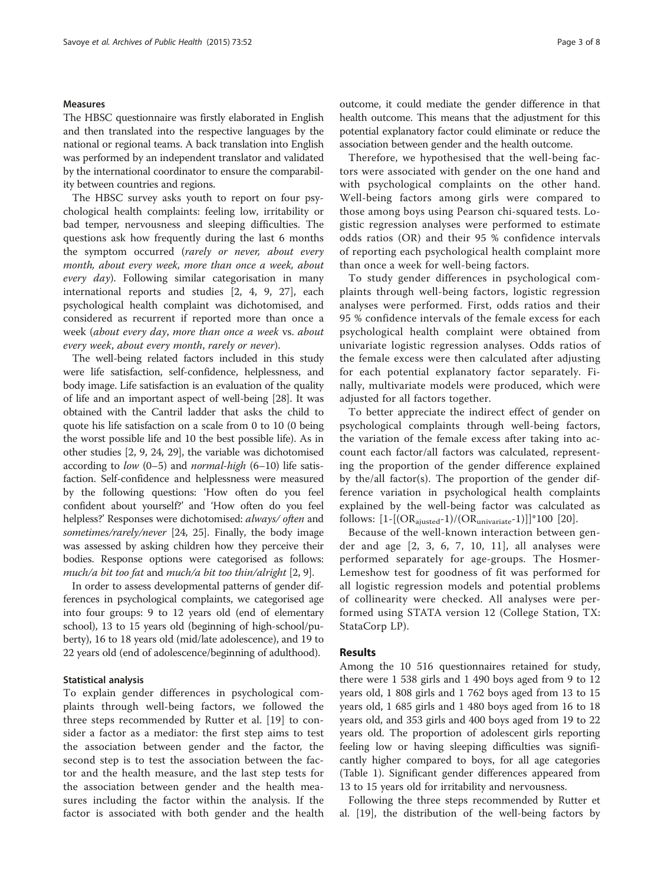### Measures

The HBSC questionnaire was firstly elaborated in English and then translated into the respective languages by the national or regional teams. A back translation into English was performed by an independent translator and validated by the international coordinator to ensure the comparability between countries and regions.

The HBSC survey asks youth to report on four psychological health complaints: feeling low, irritability or bad temper, nervousness and sleeping difficulties. The questions ask how frequently during the last 6 months the symptom occurred (*rarely or never, about every month, about every week, more than once a week, about every day*). Following similar categorisation in many international reports and studies [2, 4, 9, 27], each psychological health complaint was dichotomised, and considered as recurrent if reported more than once a week (*about every day*, *more than once a week* vs. *about every week*, *about every month*, *rarely or never*).

The well-being related factors included in this study were life satisfaction, self-confidence, helplessness, and body image. Life satisfaction is an evaluation of the quality of life and an important aspect of well-being [28]. It was obtained with the Cantril ladder that asks the child to quote his life satisfaction on a scale from 0 to 10 (0 being the worst possible life and 10 the best possible life). As in other studies [2, 9, 24, 29], the variable was dichotomised according to *low* (0–5) and *normal-high* (6–10) life satisfaction. Self-confidence and helplessness were measured by the following questions: 'How often do you feel confident about yourself?' and 'How often do you feel helpless?' Responses were dichotomised: *always/ often* and *sometimes/rarely/never* [24, 25]. Finally, the body image was assessed by asking children how they perceive their bodies. Response options were categorised as follows: *much/a bit too fat* and *much/a bit too thin/alright* [2, 9].

In order to assess developmental patterns of gender differences in psychological complaints, we categorised age into four groups: 9 to 12 years old (end of elementary school), 13 to 15 years old (beginning of high-school/puberty), 16 to 18 years old (mid/late adolescence), and 19 to 22 years old (end of adolescence/beginning of adulthood).

### Statistical analysis

To explain gender differences in psychological complaints through well-being factors, we followed the three steps recommended by Rutter et al. [19] to consider a factor as a mediator: the first step aims to test the association between gender and the factor, the second step is to test the association between the factor and the health measure, and the last step tests for the association between gender and the health measures including the factor within the analysis. If the factor is associated with both gender and the health outcome, it could mediate the gender difference in that health outcome. This means that the adjustment for this potential explanatory factor could eliminate or reduce the association between gender and the health outcome.

Therefore, we hypothesised that the well-being factors were associated with gender on the one hand and with psychological complaints on the other hand. Well-being factors among girls were compared to those among boys using Pearson chi-squared tests. Logistic regression analyses were performed to estimate odds ratios (OR) and their 95 % confidence intervals of reporting each psychological health complaint more than once a week for well-being factors.

To study gender differences in psychological complaints through well-being factors, logistic regression analyses were performed. First, odds ratios and their 95 % confidence intervals of the female excess for each psychological health complaint were obtained from univariate logistic regression analyses. Odds ratios of the female excess were then calculated after adjusting for each potential explanatory factor separately. Finally, multivariate models were produced, which were adjusted for all factors together.

To better appreciate the indirect effect of gender on psychological complaints through well-being factors, the variation of the female excess after taking into account each factor/all factors was calculated, representing the proportion of the gender difference explained by the/all factor(s). The proportion of the gender difference variation in psychological health complaints explained by the well-being factor was calculated as follows: $[1-[(OR_{ajusted}-1)/(OR_{univariate}-1)]]*100$ [20].

Because of the well-known interaction between gender and age [2, 3, 6, 7, 10, 11], all analyses were performed separately for age-groups. The Hosmer-Lemeshow test for goodness of fit was performed for all logistic regression models and potential problems of collinearity were checked. All analyses were performed using STATA version 12 (College Station, TX: StataCorp LP).

## Results

Among the 10 516 questionnaires retained for study, there were 1 538 girls and 1 490 boys aged from 9 to 12 years old, 1 808 girls and 1 762 boys aged from 13 to 15 years old, 1 685 girls and 1 480 boys aged from 16 to 18 years old, and 353 girls and 400 boys aged from 19 to 22 years old. The proportion of adolescent girls reporting feeling low or having sleeping difficulties was significantly higher compared to boys, for all age categories (Table 1). Significant gender differences appeared from 13 to 15 years old for irritability and nervousness.

Following the three steps recommended by Rutter et al. [19], the distribution of the well-being factors by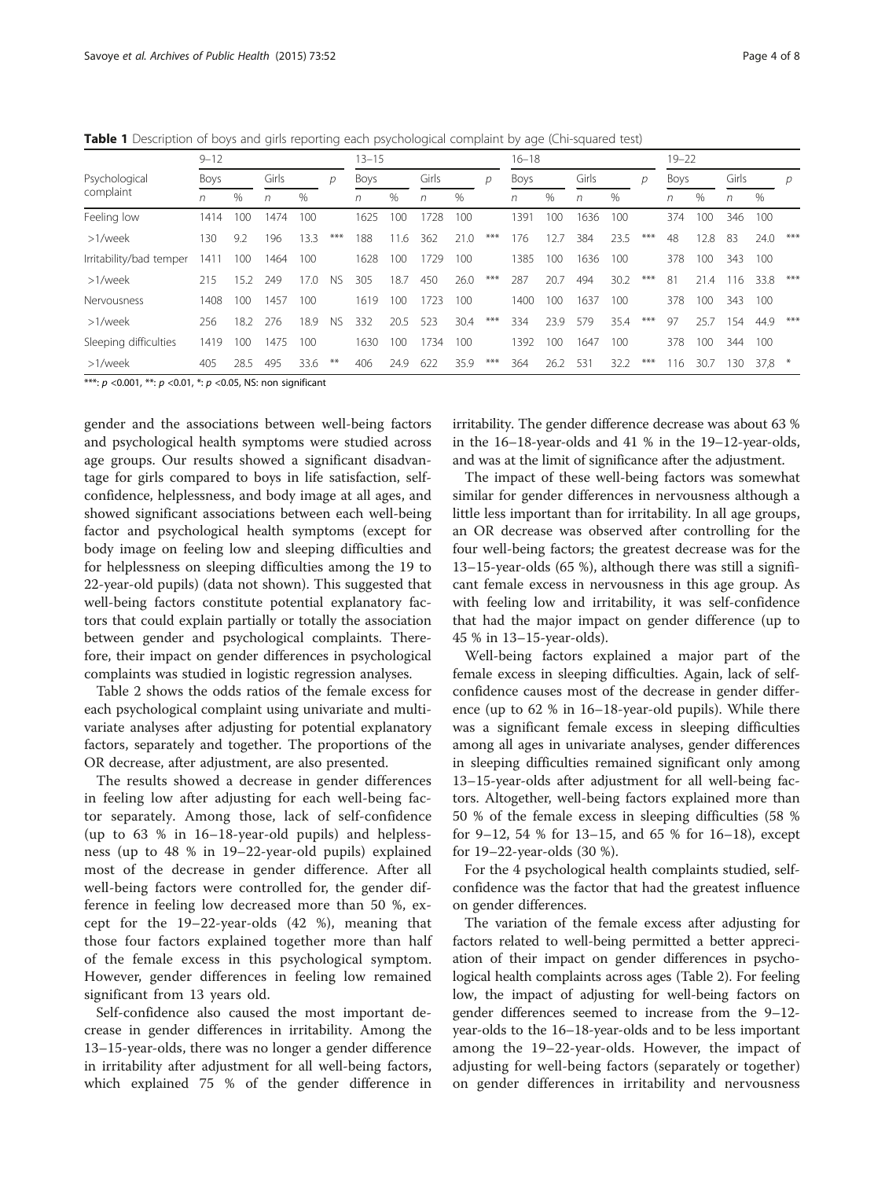**Table 1** Description of boys and girls reporting each psychological complaint by age (Chi-squared test)

| Psychological complaint | 9–12 | | | | | 13–15 | | | | | 16–18 | | | | | 19–22 | | | | |
|---|---|---|---|---|---|---|---|---|---|---|---|---|---|---|---|---|---|---|---|---|
| | Boys | | Girls | | *p* | Boys | | Girls | | *p* | Boys | | Girls | | *p* | Boys | | Girls | | *p* |
| | *n* | % | *n* | % | | *n* | % | *n* | % | | *n* | % | *n* | % | | *n* | % | *n* | % | |
| Feeling low | 1414 | 100 | 1474 | 100 | | 1625 | 100 | 1728 | 100 | | 1391 | 100 | 1636 | 100 | | 374 | 100 | 346 | 100 | |
| >1/week | 130 | 9.2 | 196 | 13.3 | *** | 188 | 11.6 | 362 | 21.0 | *** | 176 | 12.7 | 384 | 23.5 | *** | 48 | 12.8 | 83 | 24.0 | *** |
| Irritability/bad temper | 1411 | 100 | 1464 | 100 | | 1628 | 100 | 1729 | 100 | | 1385 | 100 | 1636 | 100 | | 378 | 100 | 343 | 100 | |
| >1/week | 215 | 15.2 | 249 | 17.0 | NS | 305 | 18.7 | 450 | 26.0 | *** | 287 | 20.7 | 494 | 30.2 | *** | 81 | 21.4 | 116 | 33.8 | *** |
| Nervousness | 1408 | 100 | 1457 | 100 | | 1619 | 100 | 1723 | 100 | | 1400 | 100 | 1637 | 100 | | 378 | 100 | 343 | 100 | |
| >1/week | 256 | 18.2 | 276 | 18.9 | NS | 332 | 20.5 | 523 | 30.4 | *** | 334 | 23.9 | 579 | 35.4 | *** | 97 | 25.7 | 154 | 44.9 | *** |
| Sleeping difficulties | 1419 | 100 | 1475 | 100 | | 1630 | 100 | 1734 | 100 | | 1392 | 100 | 1647 | 100 | | 378 | 100 | 344 | 100 | |
| >1/week | 405 | 28.5 | 495 | 33.6 | ** | 406 | 24.9 | 622 | 35.9 | *** | 364 | 26.2 | 531 | 32.2 | *** | 116 | 30.7 | 130 | 37,8 | * |

***: $p < 0.001$, **: $p < 0.01$, *: $p < 0.05$, NS: non significant

gender and the associations between well-being factors and psychological health symptoms were studied across age groups. Our results showed a significant disadvantage for girls compared to boys in life satisfaction, self-confidence, helplessness, and body image at all ages, and showed significant associations between each well-being factor and psychological health symptoms (except for body image on feeling low and sleeping difficulties and for helplessness on sleeping difficulties among the 19 to 22-year-old pupils) (data not shown). This suggested that well-being factors constitute potential explanatory factors that could explain partially or totally the association between gender and psychological complaints. Therefore, their impact on gender differences in psychological complaints was studied in logistic regression analyses.

Table 2 shows the odds ratios of the female excess for each psychological complaint using univariate and multivariate analyses after adjusting for potential explanatory factors, separately and together. The proportions of the OR decrease, after adjustment, are also presented.

The results showed a decrease in gender differences in feeling low after adjusting for each well-being factor separately. Among those, lack of self-confidence (up to 63 % in 16–18-year-old pupils) and helplessness (up to 48 % in 19–22-year-old pupils) explained most of the decrease in gender difference. After all well-being factors were controlled for, the gender difference in feeling low decreased more than 50 %, except for the 19–22-year-olds (42 %), meaning that those four factors explained together more than half of the female excess in this psychological symptom. However, gender differences in feeling low remained significant from 13 years old.

Self-confidence also caused the most important decrease in gender differences in irritability. Among the 13–15-year-olds, there was no longer a gender difference in irritability after adjustment for all well-being factors, which explained 75 % of the gender difference in irritability. The gender difference decrease was about 63 % in the 16–18-year-olds and 41 % in the 19–12-year-olds, and was at the limit of significance after the adjustment.

The impact of these well-being factors was somewhat similar for gender differences in nervousness although a little less important than for irritability. In all age groups, an OR decrease was observed after controlling for the four well-being factors; the greatest decrease was for the 13–15-year-olds (65 %), although there was still a significant female excess in nervousness in this age group. As with feeling low and irritability, it was self-confidence that had the major impact on gender difference (up to 45 % in 13–15-year-olds).

Well-being factors explained a major part of the female excess in sleeping difficulties. Again, lack of self-confidence causes most of the decrease in gender difference (up to 62 % in 16–18-year-old pupils). While there was a significant female excess in sleeping difficulties among all ages in univariate analyses, gender differences in sleeping difficulties remained significant only among 13–15-year-olds after adjustment for all well-being factors. Altogether, well-being factors explained more than 50 % of the female excess in sleeping difficulties (58 % for 9–12, 54 % for 13–15, and 65 % for 16–18), except for 19–22-year-olds (30 %).

For the 4 psychological health complaints studied, self-confidence was the factor that had the greatest influence on gender differences.

The variation of the female excess after adjusting for factors related to well-being permitted a better appreciation of their impact on gender differences in psychological health complaints across ages (Table 2). For feeling low, the impact of adjusting for well-being factors on gender differences seemed to increase from the 9–12-year-olds to the 16–18-year-olds and to be less important among the 19–22-year-olds. However, the impact of adjusting for well-being factors (separately or together) on gender differences in irritability and nervousness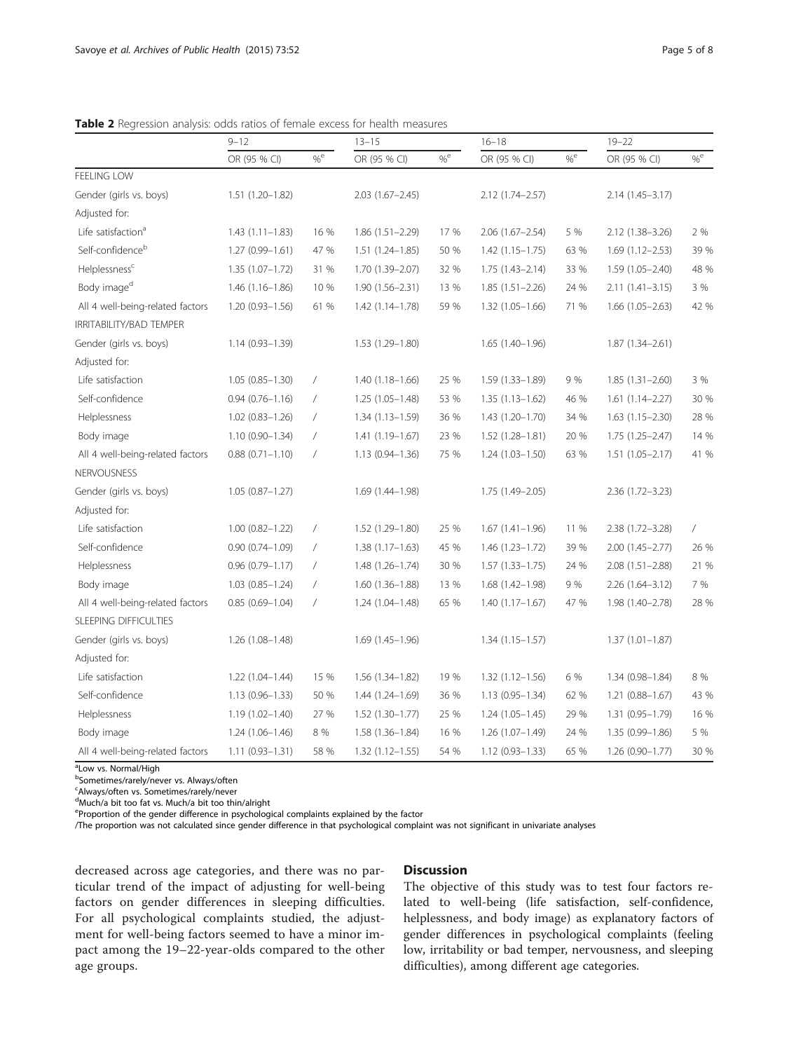**Table 2** Regression analysis: odds ratios of female excess for health measures

| | 9–12 | | 13–15 | | 16–18 | | 19–22 | |
|---|---|---|---|---|---|---|---|---|
| | OR (95 % CI) | %[e] | OR (95 % CI) | %[e] | OR (95 % CI) | %[e] | OR (95 % CI) | %[e] |
| FEELING LOW | | | | | | | | |
| Gender (girls vs. boys) | 1.51 (1.20–1.82) | | 2.03 (1.67–2.45) | | 2.12 (1.74–2.57) | | 2.14 (1.45–3.17) | |
| Adjusted for: | | | | | | | | |
| Life satisfaction[a] | 1.43 (1.11–1.83) | 16 % | 1.86 (1.51–2.29) | 17 % | 2.06 (1.67–2.54) | 5 % | 2.12 (1.38–3.26) | 2 % |
| Self-confidence[b] | 1.27 (0.99–1.61) | 47 % | 1.51 (1.24–1.85) | 50 % | 1.42 (1.15–1.75) | 63 % | 1.69 (1.12–2.53) | 39 % |
| Helplessness[c] | 1.35 (1.07–1.72) | 31 % | 1.70 (1.39–2.07) | 32 % | 1.75 (1.43–2.14) | 33 % | 1.59 (1.05–2.40) | 48 % |
| Body image[d] | 1.46 (1.16–1.86) | 10 % | 1.90 (1.56–2.31) | 13 % | 1.85 (1.51–2.26) | 24 % | 2.11 (1.41–3.15) | 3 % |
| All 4 well-being-related factors | 1.20 (0.93–1.56) | 61 % | 1.42 (1.14–1.78) | 59 % | 1.32 (1.05–1.66) | 71 % | 1.66 (1.05–2.63) | 42 % |
| IRRITABILITY/BAD TEMPER | | | | | | | | |
| Gender (girls vs. boys) | 1.14 (0.93–1.39) | | 1.53 (1.29–1.80) | | 1.65 (1.40–1.96) | | 1.87 (1.34–2.61) | |
| Adjusted for: | | | | | | | | |
| Life satisfaction | 1.05 (0.85–1.30) | / | 1.40 (1.18–1.66) | 25 % | 1.59 (1.33–1.89) | 9 % | 1.85 (1.31–2.60) | 3 % |
| Self-confidence | 0.94 (0.76–1.16) | / | 1.25 (1.05–1.48) | 53 % | 1.35 (1.13–1.62) | 46 % | 1.61 (1.14–2.27) | 30 % |
| Helplessness | 1.02 (0.83–1.26) | / | 1.34 (1.13–1.59) | 36 % | 1.43 (1.20–1.70) | 34 % | 1.63 (1.15–2.30) | 28 % |
| Body image | 1.10 (0.90–1.34) | / | 1.41 (1.19–1.67) | 23 % | 1.52 (1.28–1.81) | 20 % | 1.75 (1.25–2.47) | 14 % |
| All 4 well-being-related factors | 0.88 (0.71–1.10) | / | 1.13 (0.94–1.36) | 75 % | 1.24 (1.03–1.50) | 63 % | 1.51 (1.05–2.17) | 41 % |
| NERVOUSNESS | | | | | | | | |
| Gender (girls vs. boys) | 1.05 (0.87–1.27) | | 1.69 (1.44–1.98) | | 1.75 (1.49–2.05) | | 2.36 (1.72–3.23) | |
| Adjusted for: | | | | | | | | |
| Life satisfaction | 1.00 (0.82–1.22) | / | 1.52 (1.29–1.80) | 25 % | 1.67 (1.41–1.96) | 11 % | 2.38 (1.72–3.28) | / |
| Self-confidence | 0.90 (0.74–1.09) | / | 1.38 (1.17–1.63) | 45 % | 1.46 (1.23–1.72) | 39 % | 2.00 (1.45–2.77) | 26 % |
| Helplessness | 0.96 (0.79–1.17) | / | 1.48 (1.26–1.74) | 30 % | 1.57 (1.33–1.75) | 24 % | 2.08 (1.51–2.88) | 21 % |
| Body image | 1.03 (0.85–1.24) | / | 1.60 (1.36–1.88) | 13 % | 1.68 (1.42–1.98) | 9 % | 2.26 (1.64–3.12) | 7 % |
| All 4 well-being-related factors | 0.85 (0.69–1.04) | / | 1.24 (1.04–1.48) | 65 % | 1.40 (1.17–1.67) | 47 % | 1.98 (1.40–2.78) | 28 % |
| SLEEPING DIFFICULTIES | | | | | | | | |
| Gender (girls vs. boys) | 1.26 (1.08–1.48) | | 1.69 (1.45–1.96) | | 1.34 (1.15–1.57) | | 1.37 (1.01–1.87) | |
| Adjusted for: | | | | | | | | |
| Life satisfaction | 1.22 (1.04–1.44) | 15 % | 1.56 (1.34–1.82) | 19 % | 1.32 (1.12–1.56) | 6 % | 1.34 (0.98–1.84) | 8 % |
| Self-confidence | 1.13 (0.96–1.33) | 50 % | 1.44 (1.24–1.69) | 36 % | 1.13 (0.95–1.34) | 62 % | 1.21 (0.88–1.67) | 43 % |
| Helplessness | 1.19 (1.02–1.40) | 27 % | 1.52 (1.30–1.77) | 25 % | 1.24 (1.05–1.45) | 29 % | 1.31 (0.95–1.79) | 16 % |
| Body image | 1.24 (1.06–1.46) | 8 % | 1.58 (1.36–1.84) | 16 % | 1.26 (1.07–1.49) | 24 % | 1.35 (0.99–1.86) | 5 % |
| All 4 well-being-related factors | 1.11 (0.93–1.31) | 58 % | 1.32 (1.12–1.55) | 54 % | 1.12 (0.93–1.33) | 65 % | 1.26 (0.90–1.77) | 30 % |

[a]Low vs. Normal/High
[b]Sometimes/rarely/never vs. Always/often
[c]Always/often vs. Sometimes/rarely/never
[d]Much/a bit too fat vs. Much/a bit too thin/alright
[e]Proportion of the gender difference in psychological complaints explained by the factor
/The proportion was not calculated since gender difference in that psychological complaint was not significant in univariate analyses

decreased across age categories, and there was no particular trend of the impact of adjusting for well-being factors on gender differences in sleeping difficulties. For all psychological complaints studied, the adjustment for well-being factors seemed to have a minor impact among the 19–22-year-olds compared to the other age groups.

## Discussion

The objective of this study was to test four factors related to well-being (life satisfaction, self-confidence, helplessness, and body image) as explanatory factors of gender differences in psychological complaints (feeling low, irritability or bad temper, nervousness, and sleeping difficulties), among different age categories.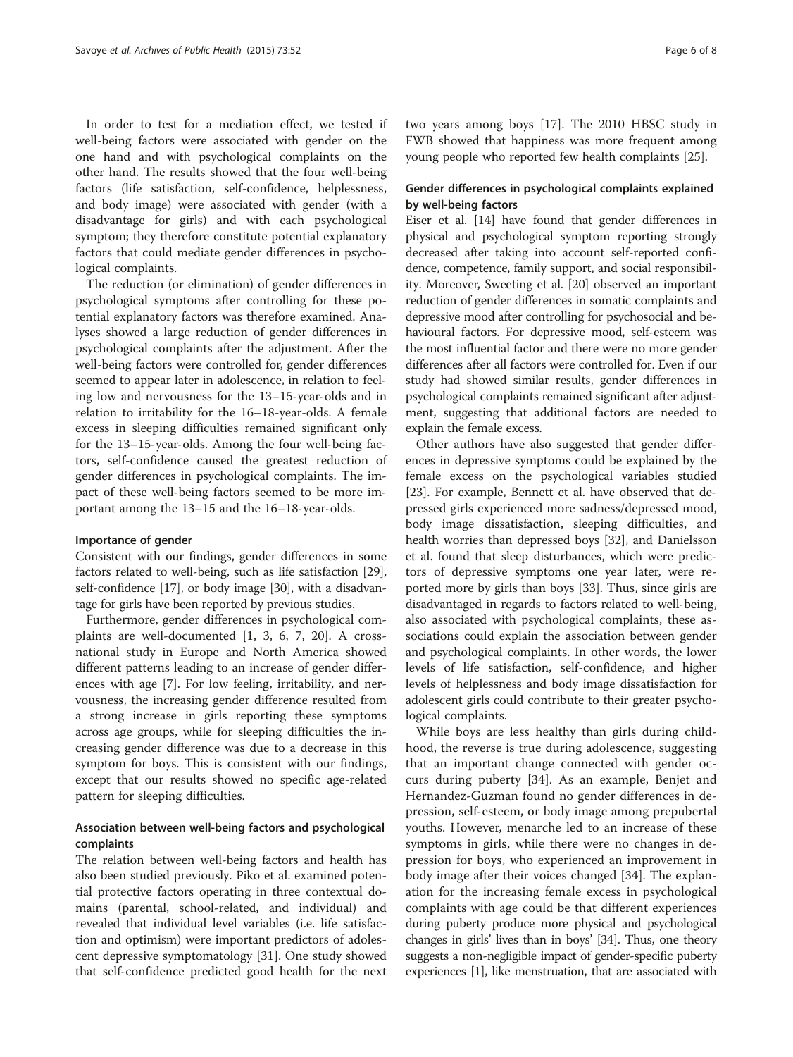In order to test for a mediation effect, we tested if well-being factors were associated with gender on the one hand and with psychological complaints on the other hand. The results showed that the four well-being factors (life satisfaction, self-confidence, helplessness, and body image) were associated with gender (with a disadvantage for girls) and with each psychological symptom; they therefore constitute potential explanatory factors that could mediate gender differences in psychological complaints.

The reduction (or elimination) of gender differences in psychological symptoms after controlling for these potential explanatory factors was therefore examined. Analyses showed a large reduction of gender differences in psychological complaints after the adjustment. After the well-being factors were controlled for, gender differences seemed to appear later in adolescence, in relation to feeling low and nervousness for the 13–15-year-olds and in relation to irritability for the 16–18-year-olds. A female excess in sleeping difficulties remained significant only for the 13–15-year-olds. Among the four well-being factors, self-confidence caused the greatest reduction of gender differences in psychological complaints. The impact of these well-being factors seemed to be more important among the 13–15 and the 16–18-year-olds.

#### Importance of gender

Consistent with our findings, gender differences in some factors related to well-being, such as life satisfaction [29], self-confidence [17], or body image [30], with a disadvantage for girls have been reported by previous studies.

Furthermore, gender differences in psychological complaints are well-documented [1, 3, 6, 7, 20]. A cross-national study in Europe and North America showed different patterns leading to an increase of gender differences with age [7]. For low feeling, irritability, and nervousness, the increasing gender difference resulted from a strong increase in girls reporting these symptoms across age groups, while for sleeping difficulties the increasing gender difference was due to a decrease in this symptom for boys. This is consistent with our findings, except that our results showed no specific age-related pattern for sleeping difficulties.

### Association between well-being factors and psychological complaints

The relation between well-being factors and health has also been studied previously. Piko et al. examined potential protective factors operating in three contextual domains (parental, school-related, and individual) and revealed that individual level variables (i.e. life satisfaction and optimism) were important predictors of adolescent depressive symptomatology [31]. One study showed that self-confidence predicted good health for the next two years among boys [17]. The 2010 HBSC study in FWB showed that happiness was more frequent among young people who reported few health complaints [25].

### Gender differences in psychological complaints explained by well-being factors

Eiser et al. [14] have found that gender differences in physical and psychological symptom reporting strongly decreased after taking into account self-reported confidence, competence, family support, and social responsibility. Moreover, Sweeting et al. [20] observed an important reduction of gender differences in somatic complaints and depressive mood after controlling for psychosocial and behavioural factors. For depressive mood, self-esteem was the most influential factor and there were no more gender differences after all factors were controlled for. Even if our study had showed similar results, gender differences in psychological complaints remained significant after adjustment, suggesting that additional factors are needed to explain the female excess.

Other authors have also suggested that gender differences in depressive symptoms could be explained by the female excess on the psychological variables studied [23]. For example, Bennett et al. have observed that depressed girls experienced more sadness/depressed mood, body image dissatisfaction, sleeping difficulties, and health worries than depressed boys [32], and Danielsson et al. found that sleep disturbances, which were predictors of depressive symptoms one year later, were reported more by girls than boys [33]. Thus, since girls are disadvantaged in regards to factors related to well-being, also associated with psychological complaints, these associations could explain the association between gender and psychological complaints. In other words, the lower levels of life satisfaction, self-confidence, and higher levels of helplessness and body image dissatisfaction for adolescent girls could contribute to their greater psychological complaints.

While boys are less healthy than girls during childhood, the reverse is true during adolescence, suggesting that an important change connected with gender occurs during puberty [34]. As an example, Benjet and Hernandez-Guzman found no gender differences in depression, self-esteem, or body image among prepubertal youths. However, menarche led to an increase of these symptoms in girls, while there were no changes in depression for boys, who experienced an improvement in body image after their voices changed [34]. The explanation for the increasing female excess in psychological complaints with age could be that different experiences during puberty produce more physical and psychological changes in girls' lives than in boys' [34]. Thus, one theory suggests a non-negligible impact of gender-specific puberty experiences [1], like menstruation, that are associated with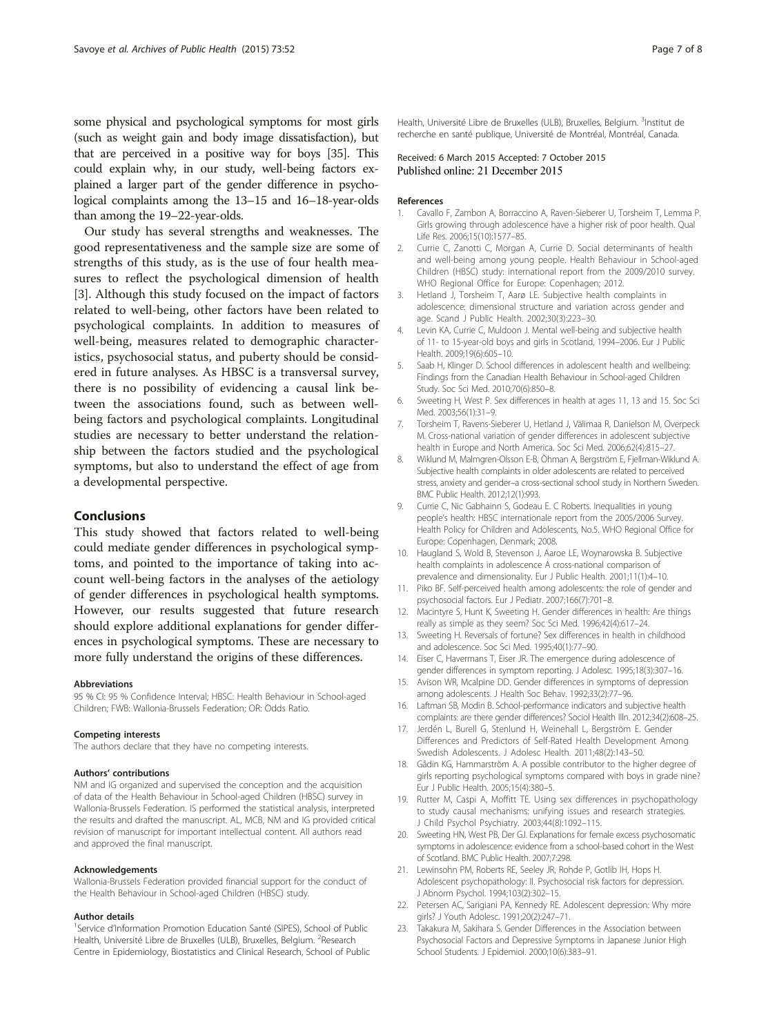some physical and psychological symptoms for most girls (such as weight gain and body image dissatisfaction), but that are perceived in a positive way for boys [35]. This could explain why, in our study, well-being factors explained a larger part of the gender difference in psychological complaints among the 13–15 and 16–18-year-olds than among the 19–22-year-olds.

Our study has several strengths and weaknesses. The good representativeness and the sample size are some of strengths of this study, as is the use of four health measures to reflect the psychological dimension of health [3]. Although this study focused on the impact of factors related to well-being, other factors have been related to psychological complaints. In addition to measures of well-being, measures related to demographic characteristics, psychosocial status, and puberty should be considered in future analyses. As HBSC is a transversal survey, there is no possibility of evidencing a causal link between the associations found, such as between well-being factors and psychological complaints. Longitudinal studies are necessary to better understand the relationship between the factors studied and the psychological symptoms, but also to understand the effect of age from a developmental perspective.

## Conclusions

This study showed that factors related to well-being could mediate gender differences in psychological symptoms, and pointed to the importance of taking into account well-being factors in the analyses of the aetiology of gender differences in psychological health symptoms. However, our results suggested that future research should explore additional explanations for gender differences in psychological symptoms. These are necessary to more fully understand the origins of these differences.

#### Abbreviations

95 % CI: 95 % Confidence Interval; HBSC: Health Behaviour in School-aged Children; FWB: Wallonia-Brussels Federation; OR: Odds Ratio.

#### Competing interests

The authors declare that they have no competing interests.

#### Authors' contributions

NM and IG organized and supervised the conception and the acquisition of data of the Health Behaviour in School-aged Children (HBSC) survey in Wallonia-Brussels Federation. IS performed the statistical analysis, interpreted the results and drafted the manuscript. AL, MCB, NM and IG provided critical revision of manuscript for important intellectual content. All authors read and approved the final manuscript.

#### Acknowledgements

Wallonia-Brussels Federation provided financial support for the conduct of the Health Behaviour in School-aged Children (HBSC) study.

#### Author details

[1]Service d'Information Promotion Education Santé (SIPES), School of Public Health, Université Libre de Bruxelles (ULB), Bruxelles, Belgium. [2]Research Centre in Epidemiology, Biostatistics and Clinical Research, School of Public Health, Université Libre de Bruxelles (ULB), Bruxelles, Belgium. [3]Institut de recherche en santé publique, Université de Montréal, Montréal, Canada.

Received: 6 March 2015 Accepted: 7 October 2015
Published online: 21 December 2015

#### References

1. Cavallo F, Zambon A, Borraccino A, Raven-Sieberer U, Torsheim T, Lemma P. Girls growing through adolescence have a higher risk of poor health. Qual Life Res. 2006;15(10):1577–85.
2. Currie C, Zanotti C, Morgan A, Currie D. Social determinants of health and well-being among young people. Health Behaviour in School-aged Children (HBSC) study: international report from the 2009/2010 survey. WHO Regional Office for Europe: Copenhagen; 2012.
3. Hetland J, Torsheim T, Aarø LE. Subjective health complaints in adolescence: dimensional structure and variation across gender and age. Scand J Public Health. 2002;30(3):223–30.
4. Levin KA, Currie C, Muldoon J. Mental well-being and subjective health of 11- to 15-year-old boys and girls in Scotland, 1994–2006. Eur J Public Health. 2009;19(6):605–10.
5. Saab H, Klinger D. School differences in adolescent health and wellbeing: Findings from the Canadian Health Behaviour in School-aged Children Study. Soc Sci Med. 2010;70(6):850–8.
6. Sweeting H, West P. Sex differences in health at ages 11, 13 and 15. Soc Sci Med. 2003;56(1):31–9.
7. Torsheim T, Ravens-Sieberer U, Hetland J, Välimaa R, Danielson M, Overpeck M. Cross-national variation of gender differences in adolescent subjective health in Europe and North America. Soc Sci Med. 2006;62(4):815–27.
8. Wiklund M, Malmgren-Olsson E-B, Öhman A, Bergström E, Fjellman-Wiklund A. Subjective health complaints in older adolescents are related to perceived stress, anxiety and gender–a cross-sectional school study in Northern Sweden. BMC Public Health. 2012;12(1):993.
9. Currie C, Nic Gabhainn S, Godeau E. C Roberts. Inequalities in young people's health: HBSC internationale report from the 2005/2006 Survey. Health Policy for Children and Adolescents, No.5. WHO Regional Office for Europe: Copenhagen, Denmark; 2008.
10. Haugland S, Wold B, Stevenson J, Aaroe LE, Woynarowska B. Subjective health complaints in adolescence A cross-national comparison of prevalence and dimensionality. Eur J Public Health. 2001;11(1):4–10.
11. Piko BF. Self-perceived health among adolescents: the role of gender and psychosocial factors. Eur J Pediatr. 2007;166(7):701–8.
12. Macintyre S, Hunt K, Sweeting H. Gender differences in health: Are things really as simple as they seem? Soc Sci Med. 1996;42(4):617–24.
13. Sweeting H. Reversals of fortune? Sex differences in health in childhood and adolescence. Soc Sci Med. 1995;40(1):77–90.
14. Eiser C, Havermans T, Eiser JR. The emergence during adolescence of gender differences in symptom reporting. J Adolesc. 1995;18(3):307–16.
15. Avison WR, Mcalpine DD. Gender differences in symptoms of depression among adolescents. J Health Soc Behav. 1992;33(2):77–96.
16. Laftman SB, Modin B. School-performance indicators and subjective health complaints: are there gender differences? Sociol Health Illn. 2012;34(2):608–25.
17. Jerdén L, Burell G, Stenlund H, Weinehall L, Bergström E. Gender Differences and Predictors of Self-Rated Health Development Among Swedish Adolescents. J Adolesc Health. 2011;48(2):143–50.
18. Gådin KG, Hammarström A. A possible contributor to the higher degree of girls reporting psychological symptoms compared with boys in grade nine? Eur J Public Health. 2005;15(4):380–5.
19. Rutter M, Caspi A, Moffitt TE. Using sex differences in psychopathology to study causal mechanisms: unifying issues and research strategies. J Child Psychol Psychiatry. 2003;44(8):1092–115.
20. Sweeting HN, West PB, Der GJ. Explanations for female excess psychosomatic symptoms in adolescence: evidence from a school-based cohort in the West of Scotland. BMC Public Health. 2007;7:298.
21. Lewinsohn PM, Roberts RE, Seeley JR, Rohde P, Gotlib IH, Hops H. Adolescent psychopathology: II. Psychosocial risk factors for depression. J Abnorm Psychol. 1994;103(2):302–15.
22. Petersen AC, Sarigiani PA, Kennedy RE. Adolescent depression: Why more girls? J Youth Adolesc. 1991;20(2):247–71.
23. Takakura M, Sakihara S. Gender Differences in the Association between Psychosocial Factors and Depressive Symptoms in Japanese Junior High School Students. J Epidemiol. 2000;10(6):383–91.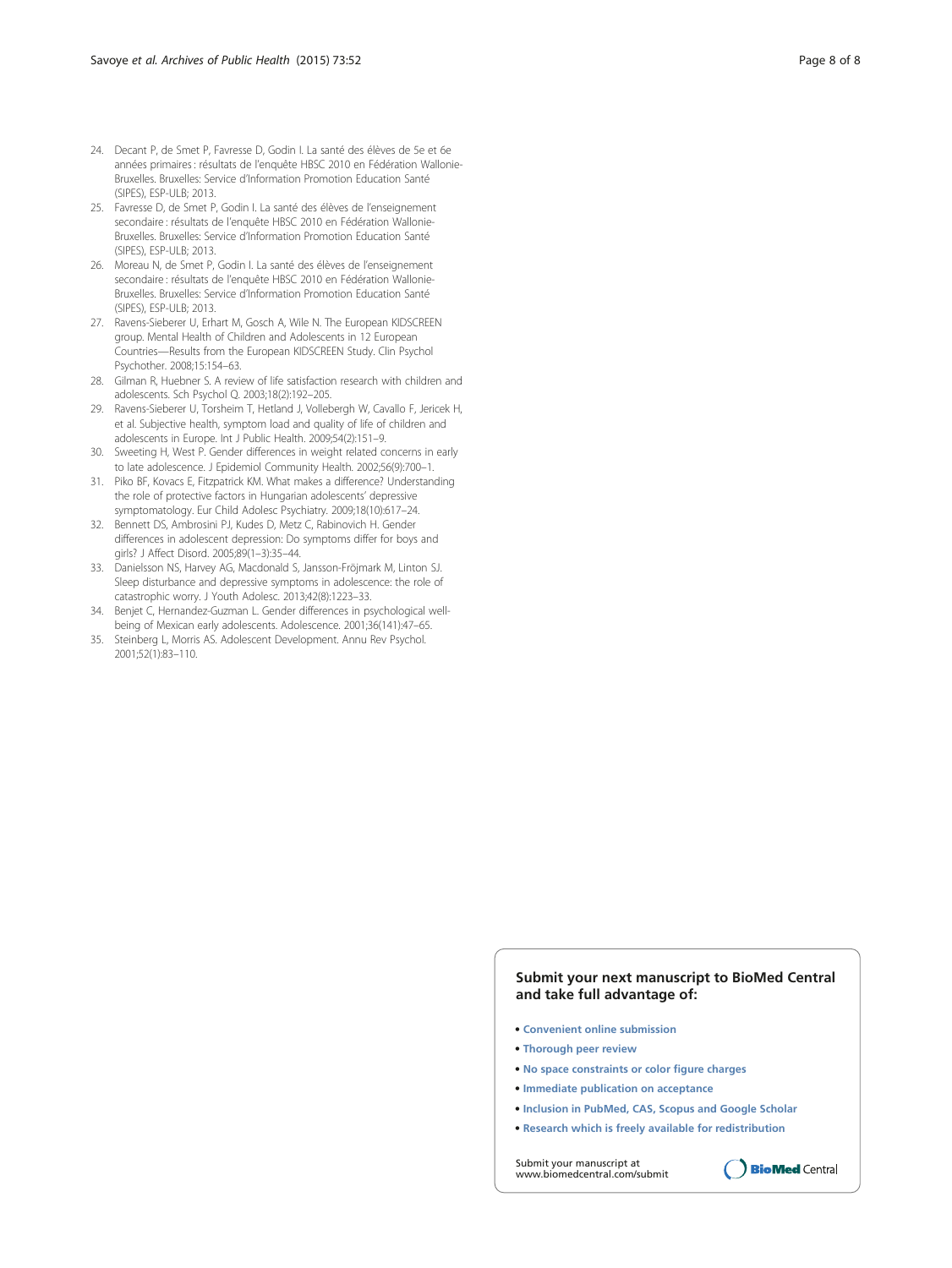24. Decant P, de Smet P, Favresse D, Godin I. La santé des élèves de 5e et 6e années primaires : résultats de l'enquête HBSC 2010 en Fédération Wallonie-Bruxelles. Bruxelles: Service d'Information Promotion Education Santé (SIPES), ESP-ULB; 2013.
25. Favresse D, de Smet P, Godin I. La santé des élèves de l'enseignement secondaire : résultats de l'enquête HBSC 2010 en Fédération Wallonie-Bruxelles. Bruxelles: Service d'Information Promotion Education Santé (SIPES), ESP-ULB; 2013.
26. Moreau N, de Smet P, Godin I. La santé des élèves de l'enseignement secondaire : résultats de l'enquête HBSC 2010 en Fédération Wallonie-Bruxelles. Bruxelles: Service d'Information Promotion Education Santé (SIPES), ESP-ULB; 2013.
27. Ravens-Sieberer U, Erhart M, Gosch A, Wile N. The European KIDSCREEN group. Mental Health of Children and Adolescents in 12 European Countries—Results from the European KIDSCREEN Study. Clin Psychol Psychother. 2008;15:154–63.
28. Gilman R, Huebner S. A review of life satisfaction research with children and adolescents. Sch Psychol Q. 2003;18(2):192–205.
29. Ravens-Sieberer U, Torsheim T, Hetland J, Vollebergh W, Cavallo F, Jericek H, et al. Subjective health, symptom load and quality of life of children and adolescents in Europe. Int J Public Health. 2009;54(2):151–9.
30. Sweeting H, West P. Gender differences in weight related concerns in early to late adolescence. J Epidemiol Community Health. 2002;56(9):700–1.
31. Piko BF, Kovacs E, Fitzpatrick KM. What makes a difference? Understanding the role of protective factors in Hungarian adolescents' depressive symptomatology. Eur Child Adolesc Psychiatry. 2009;18(10):617–24.
32. Bennett DS, Ambrosini PJ, Kudes D, Metz C, Rabinovich H. Gender differences in adolescent depression: Do symptoms differ for boys and girls? J Affect Disord. 2005;89(1–3):35–44.
33. Danielsson NS, Harvey AG, Macdonald S, Jansson-Fröjmark M, Linton SJ. Sleep disturbance and depressive symptoms in adolescence: the role of catastrophic worry. J Youth Adolesc. 2013;42(8):1223–33.
34. Benjet C, Hernandez-Guzman L. Gender differences in psychological well-being of Mexican early adolescents. Adolescence. 2001;36(141):47–65.
35. Steinberg L, Morris AS. Adolescent Development. Annu Rev Psychol. 2001;52(1):83–110.

**Submit your next manuscript to BioMed Central and take full advantage of:**

- **Convenient online submission**
- **Thorough peer review**
- **No space constraints or color figure charges**
- **Immediate publication on acceptance**
- **Inclusion in PubMed, CAS, Scopus and Google Scholar**
- **Research which is freely available for redistribution**

Submit your manuscript at
www.biomedcentral.com/submit

BioMed Central